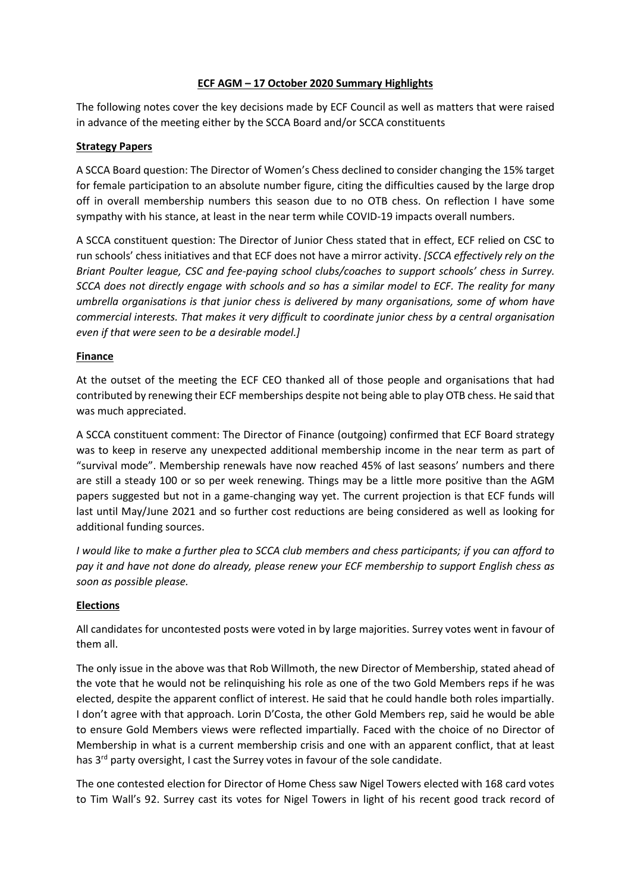## ECF AGM – 17 October 2020 Summary Highlights

The following notes cover the key decisions made by ECF Council as well as matters that were raised in advance of the meeting either by the SCCA Board and/or SCCA constituents

### Strategy Papers

A SCCA Board question: The Director of Women's Chess declined to consider changing the 15% target for female participation to an absolute number figure, citing the difficulties caused by the large drop off in overall membership numbers this season due to no OTB chess. On reflection I have some sympathy with his stance, at least in the near term while COVID-19 impacts overall numbers.

A SCCA constituent question: The Director of Junior Chess stated that in effect, ECF relied on CSC to run schools' chess initiatives and that ECF does not have a mirror activity. *[SCCA effectively rely on the Briant Poulter league, CSC and fee-paying school clubs/coaches to support schools' chess in Surrey. SCCA does not directly engage with schools and so has a similar model to ECF. The reality for many umbrella organisations is that junior chess is delivered by many organisations, some of whom have commercial interests. That makes it very difficult to coordinate junior chess by a central organisation even if that were seen to be a desirable model.]*

### Finance

At the outset of the meeting the ECF CEO thanked all of those people and organisations that had contributed by renewing their ECF memberships despite not being able to play OTB chess. He said that was much appreciated.

A SCCA constituent comment: The Director of Finance (outgoing) confirmed that ECF Board strategy was to keep in reserve any unexpected additional membership income in the near term as part of "survival mode". Membership renewals have now reached 45% of last seasons' numbers and there are still a steady 100 or so per week renewing. Things may be a little more positive than the AGM papers suggested but not in a game-changing way yet. The current projection is that ECF funds will last until May/June 2021 and so further cost reductions are being considered as well as looking for additional funding sources.

*I would like to make a further plea to SCCA club members and chess participants; if you can afford to pay it and have not done do already, please renew your ECF membership to support English chess as soon as possible please.*

### Elections

All candidates for uncontested posts were voted in by large majorities. Surrey votes went in favour of them all.

The only issue in the above was that Rob Willmoth, the new Director of Membership, stated ahead of the vote that he would not be relinquishing his role as one of the two Gold Members reps if he was elected, despite the apparent conflict of interest. He said that he could handle both roles impartially. I don't agree with that approach. Lorin D'Costa, the other Gold Members rep, said he would be able to ensure Gold Members views were reflected impartially. Faced with the choice of no Director of Membership in what is a current membership crisis and one with an apparent conflict, that at least has 3rd party oversight, I cast the Surrey votes in favour of the sole candidate.

The one contested election for Director of Home Chess saw Nigel Towers elected with 168 card votes to Tim Wall's 92. Surrey cast its votes for Nigel Towers in light of his recent good track record of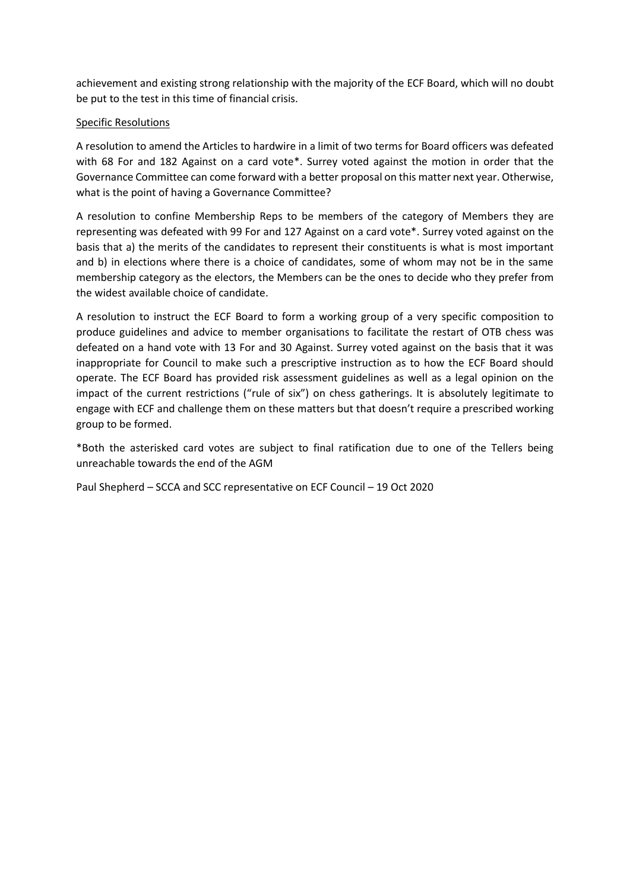achievement and existing strong relationship with the majority of the ECF Board, which will no doubt be put to the test in this time of financial crisis.

Specific Resolutions

A resolution to amend the Articles to hardwire in a limit of two terms for Board officers was defeated with 68 For and 182 Against on a card vote*. Surrey voted against the motion in order that the Governance Committee can come forward with a better proposal on this matter next year. Otherwise, what is the point of having a Governance Committee?

A resolution to confine Membership Reps to be members of the category of Members they are representing was defeated with 99 For and 127 Against on a card vote*. Surrey voted against on the basis that a) the merits of the candidates to represent their constituents is what is most important and b) in elections where there is a choice of candidates, some of whom may not be in the same membership category as the electors, the Members can be the ones to decide who they prefer from the widest available choice of candidate.

A resolution to instruct the ECF Board to form a working group of a very specific composition to produce guidelines and advice to member organisations to facilitate the restart of OTB chess was defeated on a hand vote with 13 For and 30 Against. Surrey voted against on the basis that it was inappropriate for Council to make such a prescriptive instruction as to how the ECF Board should operate. The ECF Board has provided risk assessment guidelines as well as a legal opinion on the impact of the current restrictions ("rule of six") on chess gatherings. It is absolutely legitimate to engage with ECF and challenge them on these matters but that doesn't require a prescribed working group to be formed.

*Both the asterisked card votes are subject to final ratification due to one of the Tellers being unreachable towards the end of the AGM

Paul Shepherd – SCCA and SCC representative on ECF Council – 19 Oct 2020